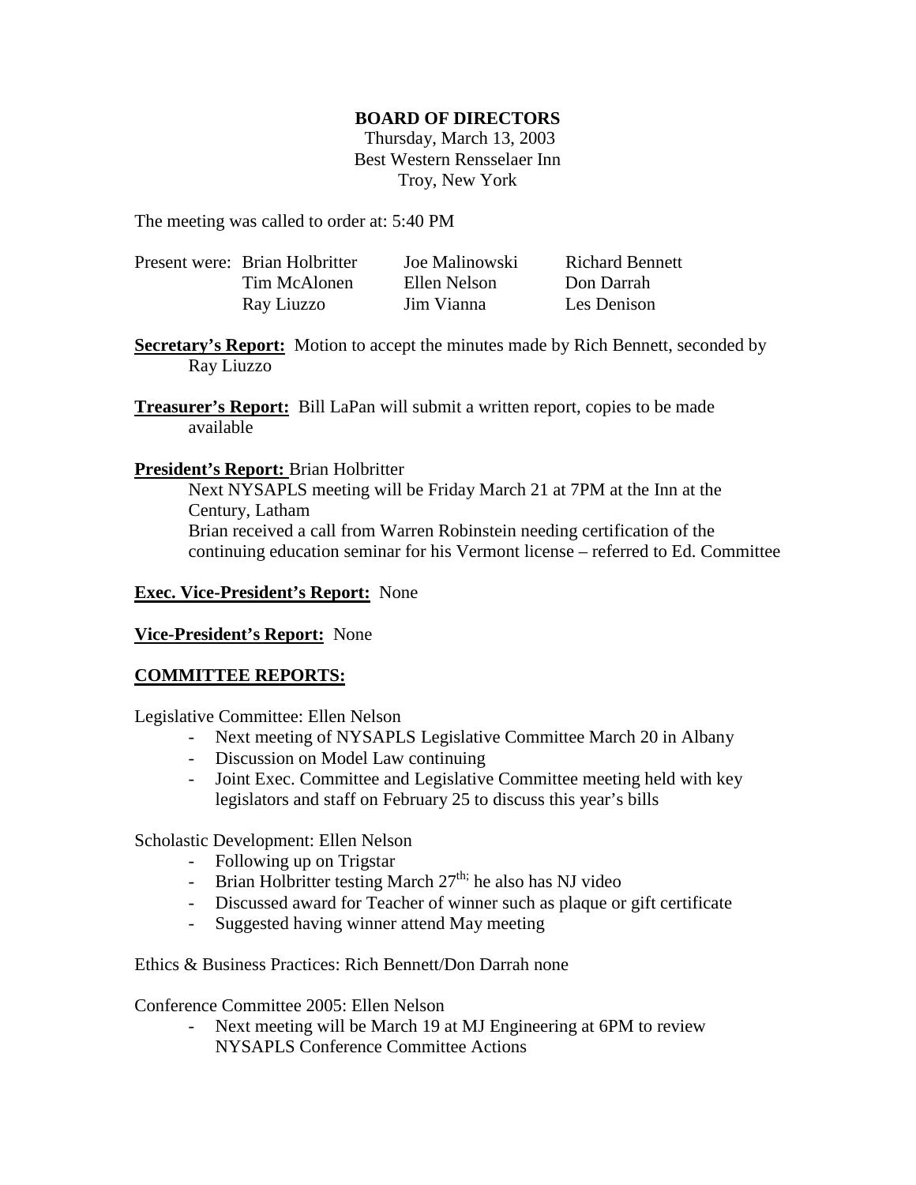**BOARD OF DIRECTORS**

Thursday, March 13, 2003
Best Western Rensselaer Inn
Troy, New York

The meeting was called to order at: 5:40 PM

| Present were: | | | |
|---|---|---|---|
| | Brian Holbritter | Joe Malinowski | Richard Bennett |
| | Tim McAlonen | Ellen Nelson | Don Darrah |
| | Ray Liuzzo | Jim Vianna | Les Denison |

**Secretary's Report:** Motion to accept the minutes made by Rich Bennett, seconded by Ray Liuzzo

**Treasurer's Report:** Bill LaPan will submit a written report, copies to be made available

**President's Report:** Brian Holbritter

Next NYSAPLS meeting will be Friday March 21 at 7PM at the Inn at the Century, Latham

Brian received a call from Warren Robinstein needing certification of the continuing education seminar for his Vermont license – referred to Ed. Committee

**Exec. Vice-President's Report:** None

**Vice-President's Report:** None

**COMMITTEE REPORTS:**

Legislative Committee: Ellen Nelson

- Next meeting of NYSAPLS Legislative Committee March 20 in Albany
- Discussion on Model Law continuing
- Joint Exec. Committee and Legislative Committee meeting held with key legislators and staff on February 25 to discuss this year's bills

Scholastic Development: Ellen Nelson

- Following up on Trigstar
- Brian Holbritter testing March 27th; he also has NJ video
- Discussed award for Teacher of winner such as plaque or gift certificate
- Suggested having winner attend May meeting

Ethics & Business Practices: Rich Bennett/Don Darrah none

Conference Committee 2005: Ellen Nelson

- Next meeting will be March 19 at MJ Engineering at 6PM to review NYSAPLS Conference Committee Actions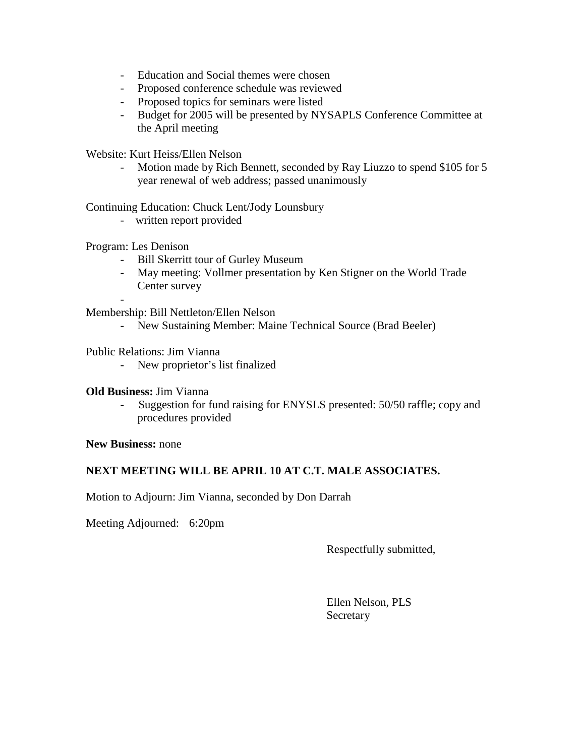- Education and Social themes were chosen
- Proposed conference schedule was reviewed
- Proposed topics for seminars were listed
- Budget for 2005 will be presented by NYSAPLS Conference Committee at the April meeting

Website: Kurt Heiss/Ellen Nelson

- Motion made by Rich Bennett, seconded by Ray Liuzzo to spend $105 for 5 year renewal of web address; passed unanimously

Continuing Education: Chuck Lent/Jody Lounsbury

- written report provided

Program: Les Denison

- Bill Skerritt tour of Gurley Museum
- May meeting: Vollmer presentation by Ken Stigner on the World Trade Center survey
-

Membership: Bill Nettleton/Ellen Nelson

- New Sustaining Member: Maine Technical Source (Brad Beeler)

Public Relations: Jim Vianna

- New proprietor's list finalized

**Old Business:** Jim Vianna

- Suggestion for fund raising for ENYSLS presented: 50/50 raffle; copy and procedures provided

**New Business:** none

**NEXT MEETING WILL BE APRIL 10 AT C.T. MALE ASSOCIATES.**

Motion to Adjourn: Jim Vianna, seconded by Don Darrah

Meeting Adjourned: 6:20pm

Respectfully submitted,

Ellen Nelson, PLS
Secretary